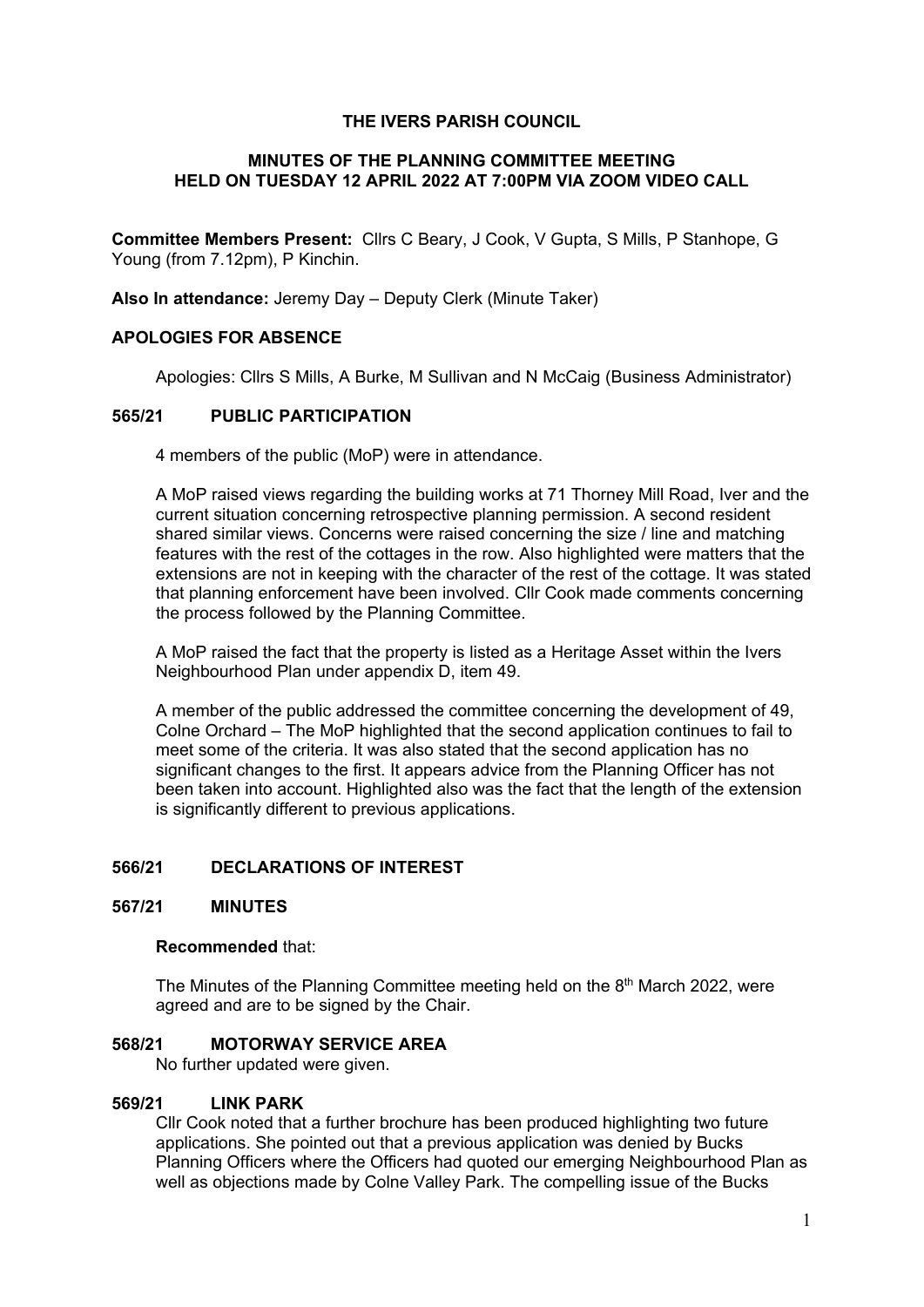**THE IVERS PARISH COUNCIL**

**MINUTES OF THE PLANNING COMMITTEE MEETING HELD ON TUESDAY 12 APRIL 2022 AT 7:00PM VIA ZOOM VIDEO CALL**

**Committee Members Present:** Cllrs C Beary, J Cook, V Gupta, S Mills, P Stanhope, G Young (from 7.12pm), P Kinchin.

**Also In attendance:** Jeremy Day – Deputy Clerk (Minute Taker)

**APOLOGIES FOR ABSENCE**

Apologies: Cllrs S Mills, A Burke, M Sullivan and N McCaig (Business Administrator)

**565/21 PUBLIC PARTICIPATION**

4 members of the public (MoP) were in attendance.

A MoP raised views regarding the building works at 71 Thorney Mill Road, Iver and the current situation concerning retrospective planning permission. A second resident shared similar views. Concerns were raised concerning the size / line and matching features with the rest of the cottages in the row. Also highlighted were matters that the extensions are not in keeping with the character of the rest of the cottage. It was stated that planning enforcement have been involved. Cllr Cook made comments concerning the process followed by the Planning Committee.

A MoP raised the fact that the property is listed as a Heritage Asset within the Ivers Neighbourhood Plan under appendix D, item 49.

A member of the public addressed the committee concerning the development of 49, Colne Orchard – The MoP highlighted that the second application continues to fail to meet some of the criteria. It was also stated that the second application has no significant changes to the first. It appears advice from the Planning Officer has not been taken into account. Highlighted also was the fact that the length of the extension is significantly different to previous applications.

**566/21 DECLARATIONS OF INTEREST**

**567/21 MINUTES**

**Recommended** that:

The Minutes of the Planning Committee meeting held on the 8th March 2022, were agreed and are to be signed by the Chair.

**568/21 MOTORWAY SERVICE AREA**

No further updated were given.

**569/21 LINK PARK**

Cllr Cook noted that a further brochure has been produced highlighting two future applications. She pointed out that a previous application was denied by Bucks Planning Officers where the Officers had quoted our emerging Neighbourhood Plan as well as objections made by Colne Valley Park. The compelling issue of the Bucks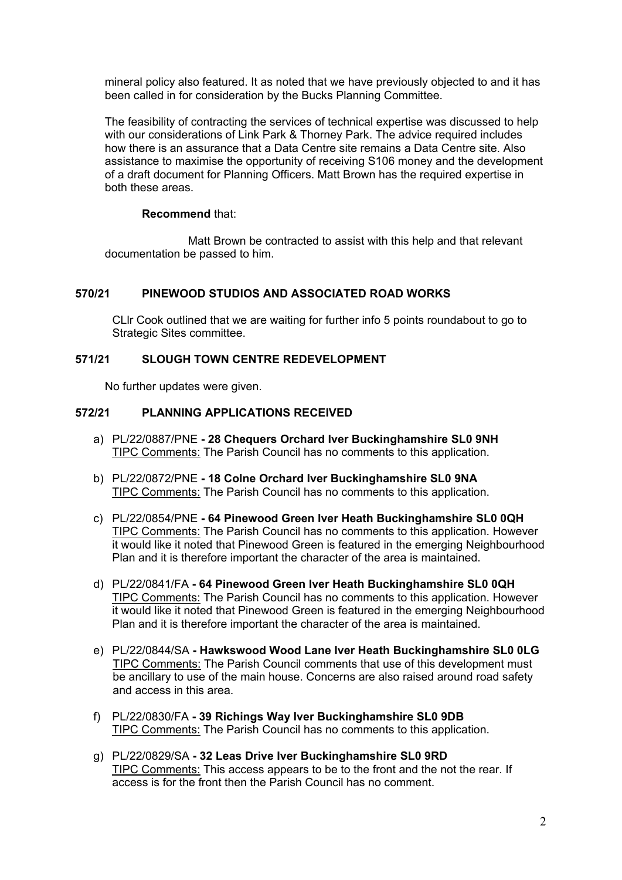mineral policy also featured. It as noted that we have previously objected to and it has been called in for consideration by the Bucks Planning Committee.

The feasibility of contracting the services of technical expertise was discussed to help with our considerations of Link Park & Thorney Park. The advice required includes how there is an assurance that a Data Centre site remains a Data Centre site. Also assistance to maximise the opportunity of receiving S106 money and the development of a draft document for Planning Officers. Matt Brown has the required expertise in both these areas.

**Recommend** that:

Matt Brown be contracted to assist with this help and that relevant documentation be passed to him.

### 570/21 PINEWOOD STUDIOS AND ASSOCIATED ROAD WORKS

CLlr Cook outlined that we are waiting for further info 5 points roundabout to go to Strategic Sites committee.

### 571/21 SLOUGH TOWN CENTRE REDEVELOPMENT

No further updates were given.

### 572/21 PLANNING APPLICATIONS RECEIVED

a) PL/22/0887/PNE **- 28 Chequers Orchard Iver Buckinghamshire SL0 9NH**
TIPC Comments: The Parish Council has no comments to this application.

b) PL/22/0872/PNE **- 18 Colne Orchard Iver Buckinghamshire SL0 9NA**
TIPC Comments: The Parish Council has no comments to this application.

c) PL/22/0854/PNE **- 64 Pinewood Green Iver Heath Buckinghamshire SL0 0QH**
TIPC Comments: The Parish Council has no comments to this application. However it would like it noted that Pinewood Green is featured in the emerging Neighbourhood Plan and it is therefore important the character of the area is maintained.

d) PL/22/0841/FA **- 64 Pinewood Green Iver Heath Buckinghamshire SL0 0QH**
TIPC Comments: The Parish Council has no comments to this application. However it would like it noted that Pinewood Green is featured in the emerging Neighbourhood Plan and it is therefore important the character of the area is maintained.

e) PL/22/0844/SA **- Hawkswood Wood Lane Iver Heath Buckinghamshire SL0 0LG**
TIPC Comments: The Parish Council comments that use of this development must be ancillary to use of the main house. Concerns are also raised around road safety and access in this area.

f) PL/22/0830/FA **- 39 Richings Way Iver Buckinghamshire SL0 9DB**
TIPC Comments: The Parish Council has no comments to this application.

g) PL/22/0829/SA **- 32 Leas Drive Iver Buckinghamshire SL0 9RD**
TIPC Comments: This access appears to be to the front and the not the rear. If access is for the front then the Parish Council has no comment.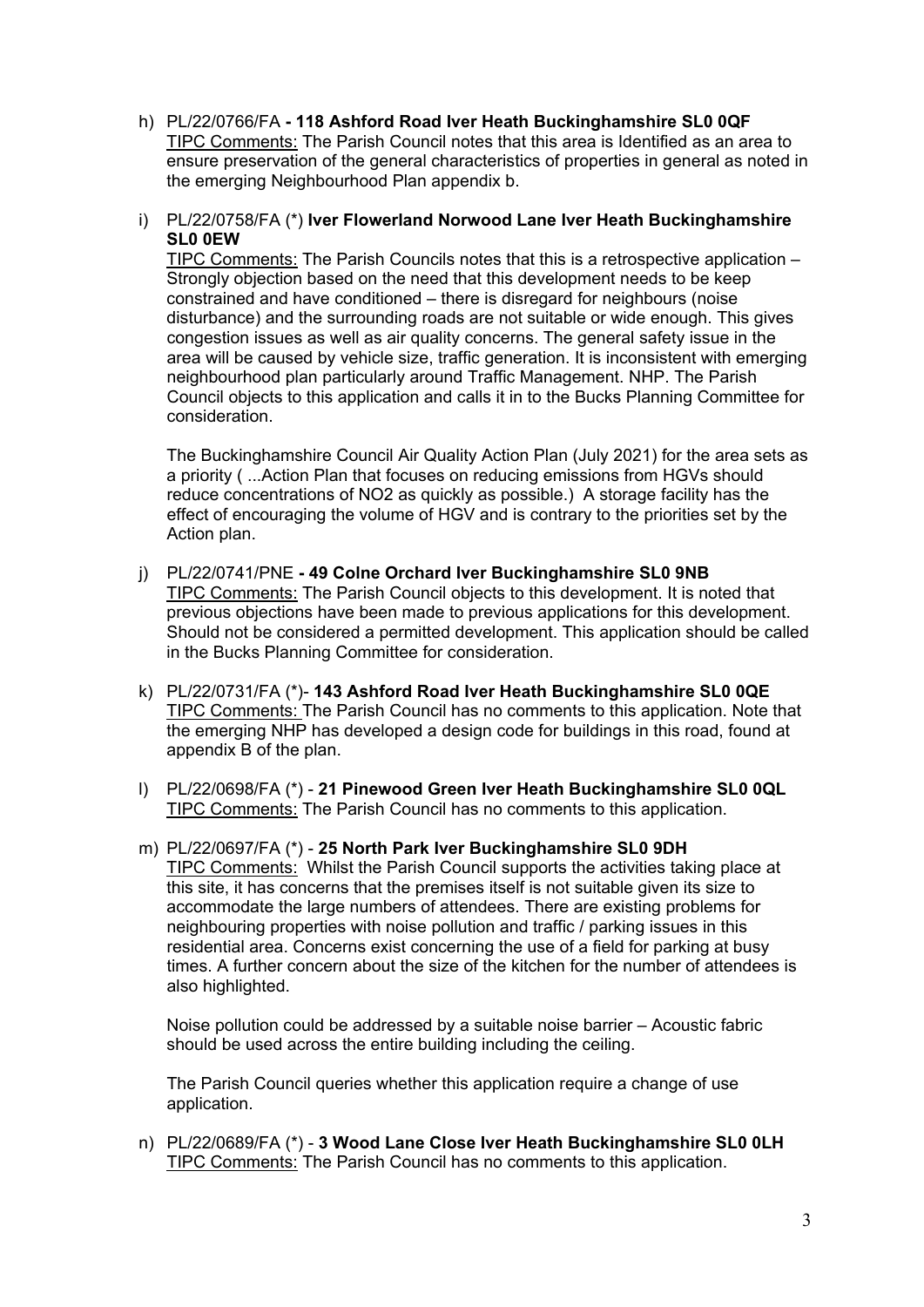h) PL/22/0766/FA **- 118 Ashford Road Iver Heath Buckinghamshire SL0 0QF**
TIPC Comments: The Parish Council notes that this area is Identified as an area to ensure preservation of the general characteristics of properties in general as noted in the emerging Neighbourhood Plan appendix b.

i) PL/22/0758/FA (*) **Iver Flowerland Norwood Lane Iver Heath Buckinghamshire SL0 0EW**
TIPC Comments: The Parish Councils notes that this is a retrospective application – Strongly objection based on the need that this development needs to be keep constrained and have conditioned – there is disregard for neighbours (noise disturbance) and the surrounding roads are not suitable or wide enough. This gives congestion issues as well as air quality concerns. The general safety issue in the area will be caused by vehicle size, traffic generation. It is inconsistent with emerging neighbourhood plan particularly around Traffic Management. NHP. The Parish Council objects to this application and calls it in to the Bucks Planning Committee for consideration.

The Buckinghamshire Council Air Quality Action Plan (July 2021) for the area sets as a priority ( ...Action Plan that focuses on reducing emissions from HGVs should reduce concentrations of NO2 as quickly as possible.) A storage facility has the effect of encouraging the volume of HGV and is contrary to the priorities set by the Action plan.

j) PL/22/0741/PNE **- 49 Colne Orchard Iver Buckinghamshire SL0 9NB**
TIPC Comments: The Parish Council objects to this development. It is noted that previous objections have been made to previous applications for this development. Should not be considered a permitted development. This application should be called in the Bucks Planning Committee for consideration.

k) PL/22/0731/FA (*)- **143 Ashford Road Iver Heath Buckinghamshire SL0 0QE**
TIPC Comments: The Parish Council has no comments to this application. Note that the emerging NHP has developed a design code for buildings in this road, found at appendix B of the plan.

l) PL/22/0698/FA (*) - **21 Pinewood Green Iver Heath Buckinghamshire SL0 0QL**
TIPC Comments: The Parish Council has no comments to this application.

m) PL/22/0697/FA (*) - **25 North Park Iver Buckinghamshire SL0 9DH**
TIPC Comments: Whilst the Parish Council supports the activities taking place at this site, it has concerns that the premises itself is not suitable given its size to accommodate the large numbers of attendees. There are existing problems for neighbouring properties with noise pollution and traffic / parking issues in this residential area. Concerns exist concerning the use of a field for parking at busy times. A further concern about the size of the kitchen for the number of attendees is also highlighted.

Noise pollution could be addressed by a suitable noise barrier – Acoustic fabric should be used across the entire building including the ceiling.

The Parish Council queries whether this application require a change of use application.

n) PL/22/0689/FA (*) - **3 Wood Lane Close Iver Heath Buckinghamshire SL0 0LH**
TIPC Comments: The Parish Council has no comments to this application.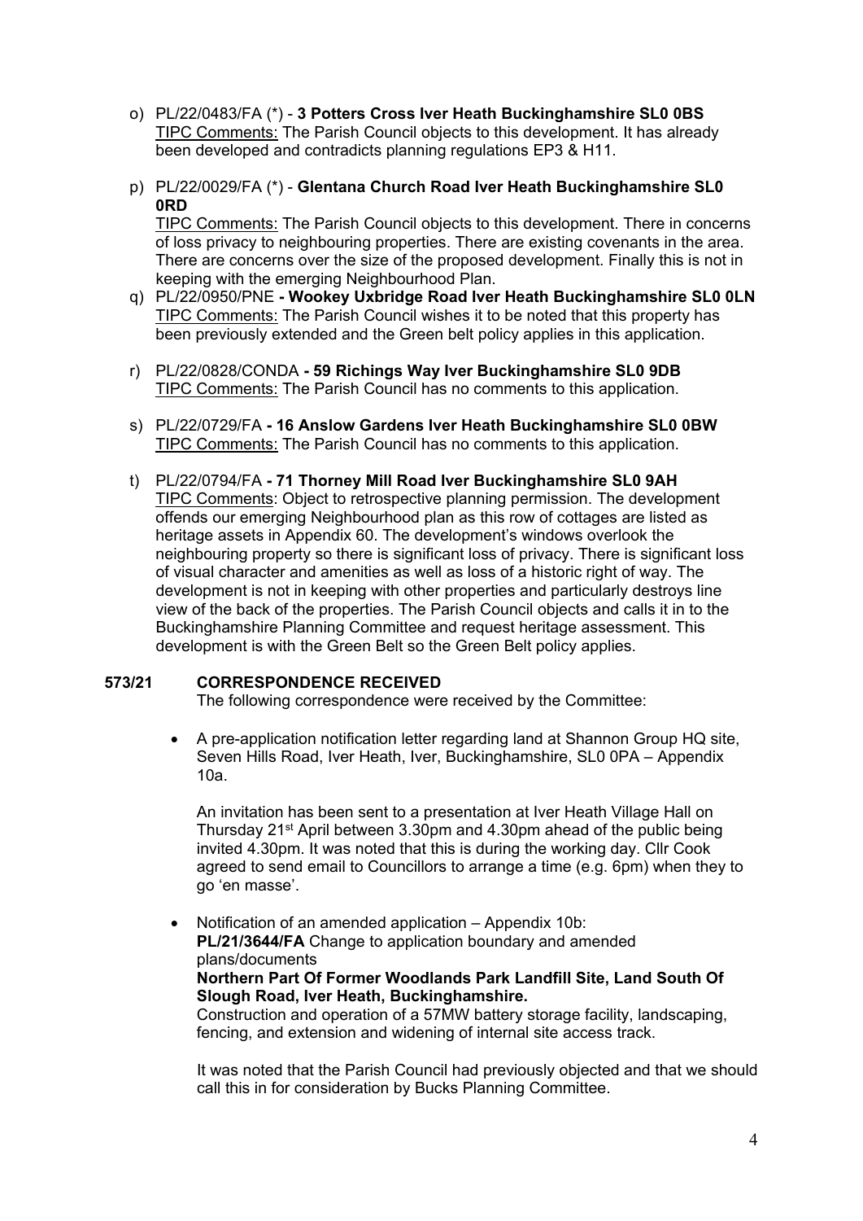o) PL/22/0483/FA (*) - **3 Potters Cross Iver Heath Buckinghamshire SL0 0BS**
   TIPC Comments: The Parish Council objects to this development. It has already been developed and contradicts planning regulations EP3 & H11.

p) PL/22/0029/FA (*) - **Glentana Church Road Iver Heath Buckinghamshire SL0 0RD**
   TIPC Comments: The Parish Council objects to this development. There in concerns of loss privacy to neighbouring properties. There are existing covenants in the area. There are concerns over the size of the proposed development. Finally this is not in keeping with the emerging Neighbourhood Plan.

q) PL/22/0950/PNE **- Wookey Uxbridge Road Iver Heath Buckinghamshire SL0 0LN**
   TIPC Comments: The Parish Council wishes it to be noted that this property has been previously extended and the Green belt policy applies in this application.

r) PL/22/0828/CONDA **- 59 Richings Way Iver Buckinghamshire SL0 9DB**
   TIPC Comments: The Parish Council has no comments to this application.

s) PL/22/0729/FA **- 16 Anslow Gardens Iver Heath Buckinghamshire SL0 0BW**
   TIPC Comments: The Parish Council has no comments to this application.

t) PL/22/0794/FA **- 71 Thorney Mill Road Iver Buckinghamshire SL0 9AH**
   TIPC Comments: Object to retrospective planning permission. The development offends our emerging Neighbourhood plan as this row of cottages are listed as heritage assets in Appendix 60. The development's windows overlook the neighbouring property so there is significant loss of privacy. There is significant loss of visual character and amenities as well as loss of a historic right of way. The development is not in keeping with other properties and particularly destroys line view of the back of the properties. The Parish Council objects and calls it in to the Buckinghamshire Planning Committee and request heritage assessment. This development is with the Green Belt so the Green Belt policy applies.

**573/21 CORRESPONDENCE RECEIVED**

The following correspondence were received by the Committee:

- A pre-application notification letter regarding land at Shannon Group HQ site, Seven Hills Road, Iver Heath, Iver, Buckinghamshire, SL0 0PA – Appendix 10a.

  An invitation has been sent to a presentation at Iver Heath Village Hall on Thursday 21st April between 3.30pm and 4.30pm ahead of the public being invited 4.30pm. It was noted that this is during the working day. Cllr Cook agreed to send email to Councillors to arrange a time (e.g. 6pm) when they to go 'en masse'.

- Notification of an amended application – Appendix 10b:
  **PL/21/3644/FA** Change to application boundary and amended plans/documents
  **Northern Part Of Former Woodlands Park Landfill Site, Land South Of Slough Road, Iver Heath, Buckinghamshire.**
  Construction and operation of a 57MW battery storage facility, landscaping, fencing, and extension and widening of internal site access track.

  It was noted that the Parish Council had previously objected and that we should call this in for consideration by Bucks Planning Committee.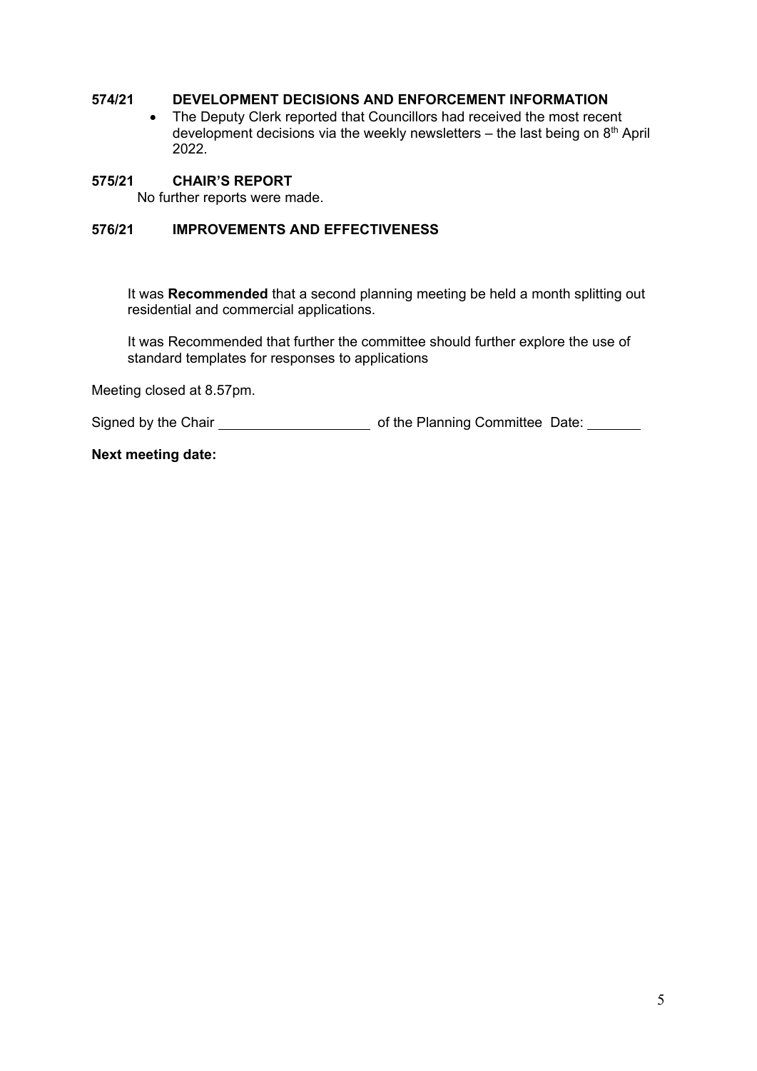### 574/21 DEVELOPMENT DECISIONS AND ENFORCEMENT INFORMATION

- The Deputy Clerk reported that Councillors had received the most recent development decisions via the weekly newsletters – the last being on 8th April 2022.

### 575/21 CHAIR'S REPORT

No further reports were made.

### 576/21 IMPROVEMENTS AND EFFECTIVENESS

It was **Recommended** that a second planning meeting be held a month splitting out residential and commercial applications.

It was Recommended that further the committee should further explore the use of standard templates for responses to applications

Meeting closed at 8.57pm.

Signed by the Chair ____________________ of the Planning Committee Date: _______

**Next meeting date:**